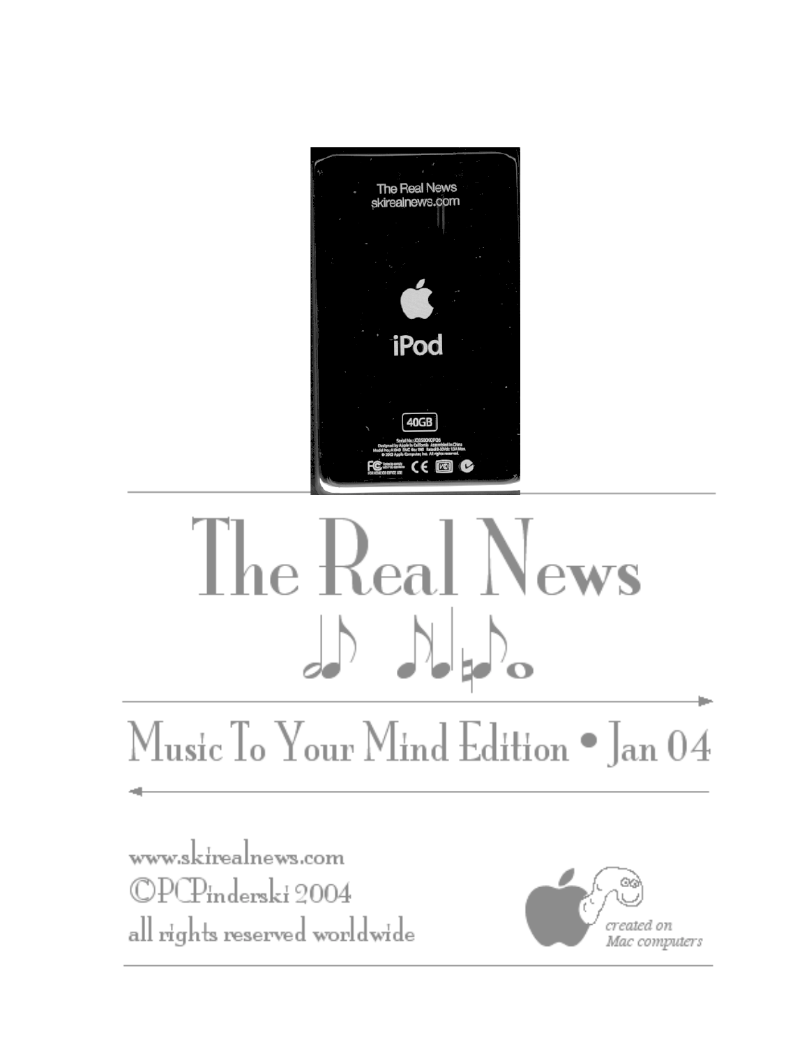# The Real News

## Music To Your Mind Edition • Jan 04

www.skirealnews.com
©PCPinderski 2004
all rights reserved worldwide

*created on Mac computers*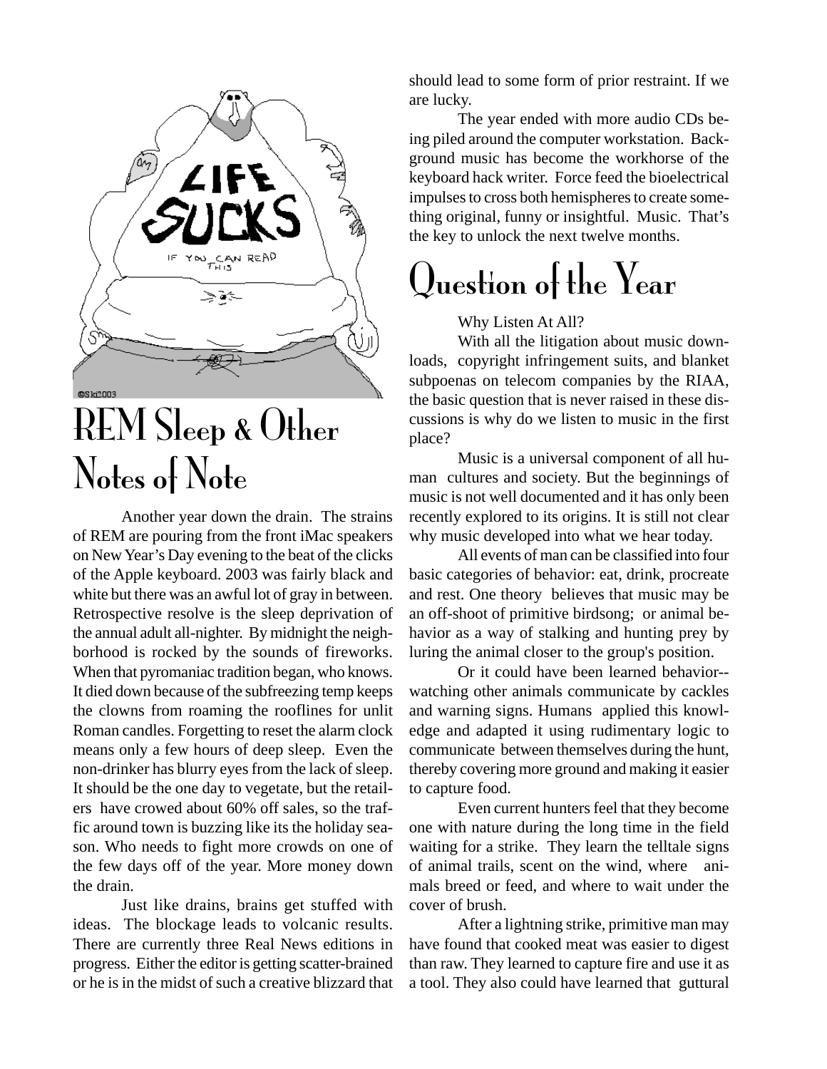## REM Sleep & Other Notes of Note

Another year down the drain. The strains of REM are pouring from the front iMac speakers on New Year's Day evening to the beat of the clicks of the Apple keyboard. 2003 was fairly black and white but there was an awful lot of gray in between. Retrospective resolve is the sleep deprivation of the annual adult all-nighter. By midnight the neighborhood is rocked by the sounds of fireworks. When that pyromaniac tradition began, who knows. It died down because of the subfreezing temp keeps the clowns from roaming the rooflines for unlit Roman candles. Forgetting to reset the alarm clock means only a few hours of deep sleep. Even the non-drinker has blurry eyes from the lack of sleep. It should be the one day to vegetate, but the retailers have crowed about 60% off sales, so the traffic around town is buzzing like its the holiday season. Who needs to fight more crowds on one of the few days off of the year. More money down the drain.

Just like drains, brains get stuffed with ideas. The blockage leads to volcanic results. There are currently three Real News editions in progress. Either the editor is getting scatter-brained or he is in the midst of such a creative blizzard that should lead to some form of prior restraint. If we are lucky.

The year ended with more audio CDs being piled around the computer workstation. Background music has become the workhorse of the keyboard hack writer. Force feed the bioelectrical impulses to cross both hemispheres to create something original, funny or insightful. Music. That's the key to unlock the next twelve months.

## Question of the Year

Why Listen At All?

With all the litigation about music downloads, copyright infringement suits, and blanket subpoenas on telecom companies by the RIAA, the basic question that is never raised in these discussions is why do we listen to music in the first place?

Music is a universal component of all human cultures and society. But the beginnings of music is not well documented and it has only been recently explored to its origins. It is still not clear why music developed into what we hear today.

All events of man can be classified into four basic categories of behavior: eat, drink, procreate and rest. One theory believes that music may be an off-shoot of primitive birdsong; or animal behavior as a way of stalking and hunting prey by luring the animal closer to the group's position.

Or it could have been learned behavior--watching other animals communicate by cackles and warning signs. Humans applied this knowledge and adapted it using rudimentary logic to communicate between themselves during the hunt, thereby covering more ground and making it easier to capture food.

Even current hunters feel that they become one with nature during the long time in the field waiting for a strike. They learn the telltale signs of animal trails, scent on the wind, where animals breed or feed, and where to wait under the cover of brush.

After a lightning strike, primitive man may have found that cooked meat was easier to digest than raw. They learned to capture fire and use it as a tool. They also could have learned that guttural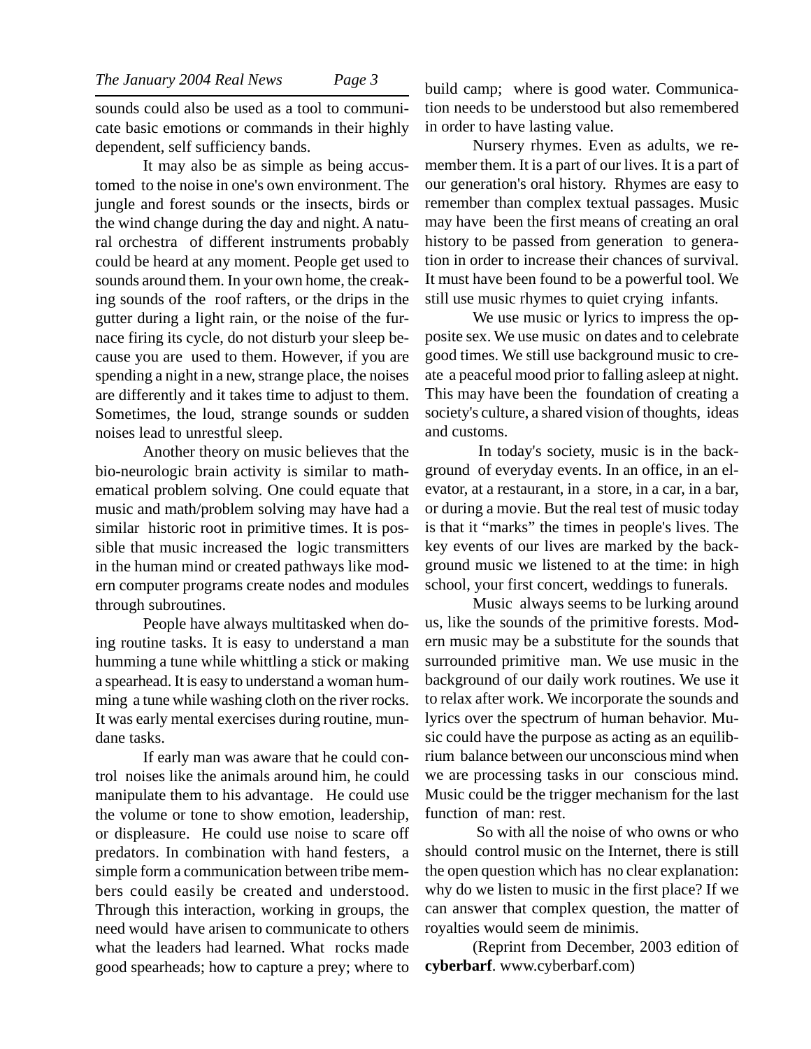sounds could also be used as a tool to communicate basic emotions or commands in their highly dependent, self sufficiency bands.

It may also be as simple as being accustomed to the noise in one's own environment. The jungle and forest sounds or the insects, birds or the wind change during the day and night. A natural orchestra of different instruments probably could be heard at any moment. People get used to sounds around them. In your own home, the creaking sounds of the roof rafters, or the drips in the gutter during a light rain, or the noise of the furnace firing its cycle, do not disturb your sleep because you are used to them. However, if you are spending a night in a new, strange place, the noises are differently and it takes time to adjust to them. Sometimes, the loud, strange sounds or sudden noises lead to unrestful sleep.

Another theory on music believes that the bio-neurologic brain activity is similar to mathematical problem solving. One could equate that music and math/problem solving may have had a similar historic root in primitive times. It is possible that music increased the logic transmitters in the human mind or created pathways like modern computer programs create nodes and modules through subroutines.

People have always multitasked when doing routine tasks. It is easy to understand a man humming a tune while whittling a stick or making a spearhead. It is easy to understand a woman humming a tune while washing cloth on the river rocks. It was early mental exercises during routine, mundane tasks.

If early man was aware that he could control noises like the animals around him, he could manipulate them to his advantage. He could use the volume or tone to show emotion, leadership, or displeasure. He could use noise to scare off predators. In combination with hand festers, a simple form a communication between tribe members could easily be created and understood. Through this interaction, working in groups, the need would have arisen to communicate to others what the leaders had learned. What rocks made good spearheads; how to capture a prey; where to build camp; where is good water. Communication needs to be understood but also remembered in order to have lasting value.

Nursery rhymes. Even as adults, we remember them. It is a part of our lives. It is a part of our generation's oral history. Rhymes are easy to remember than complex textual passages. Music may have been the first means of creating an oral history to be passed from generation to generation in order to increase their chances of survival. It must have been found to be a powerful tool. We still use music rhymes to quiet crying infants.

We use music or lyrics to impress the opposite sex. We use music on dates and to celebrate good times. We still use background music to create a peaceful mood prior to falling asleep at night. This may have been the foundation of creating a society's culture, a shared vision of thoughts, ideas and customs.

In today's society, music is in the background of everyday events. In an office, in an elevator, at a restaurant, in a store, in a car, in a bar, or during a movie. But the real test of music today is that it "marks" the times in people's lives. The key events of our lives are marked by the background music we listened to at the time: in high school, your first concert, weddings to funerals.

Music always seems to be lurking around us, like the sounds of the primitive forests. Modern music may be a substitute for the sounds that surrounded primitive man. We use music in the background of our daily work routines. We use it to relax after work. We incorporate the sounds and lyrics over the spectrum of human behavior. Music could have the purpose as acting as an equilibrium balance between our unconscious mind when we are processing tasks in our conscious mind. Music could be the trigger mechanism for the last function of man: rest.

So with all the noise of who owns or who should control music on the Internet, there is still the open question which has no clear explanation: why do we listen to music in the first place? If we can answer that complex question, the matter of royalties would seem de minimis.

(Reprint from December, 2003 edition of **cyberbarf**. www.cyberbarf.com)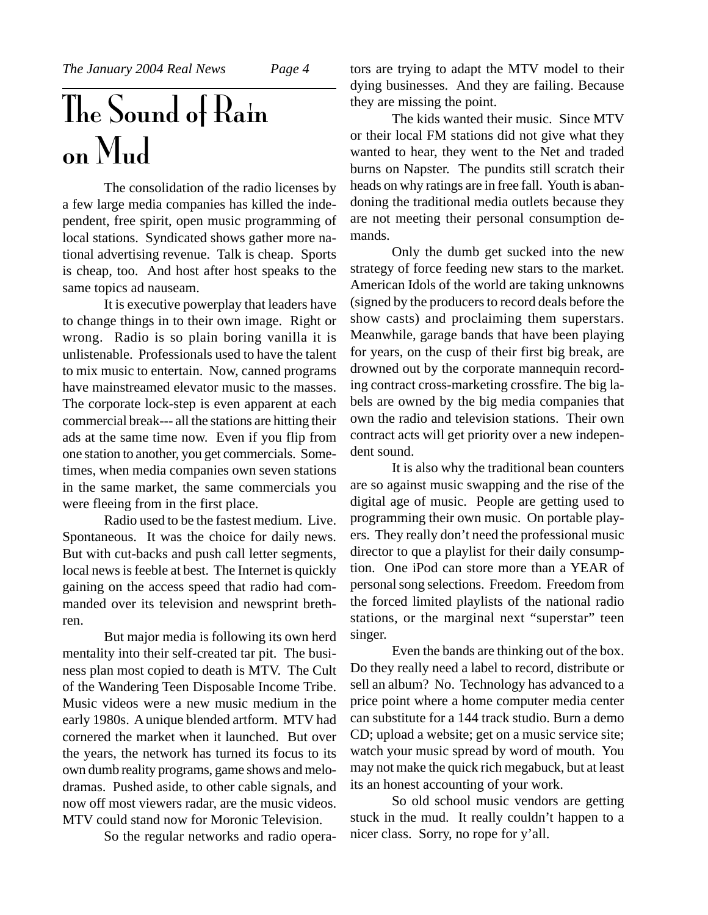# The Sound of Rain on Mud

The consolidation of the radio licenses by a few large media companies has killed the independent, free spirit, open music programming of local stations. Syndicated shows gather more national advertising revenue. Talk is cheap. Sports is cheap, too. And host after host speaks to the same topics ad nauseam.

It is executive powerplay that leaders have to change things in to their own image. Right or wrong. Radio is so plain boring vanilla it is unlistenable. Professionals used to have the talent to mix music to entertain. Now, canned programs have mainstreamed elevator music to the masses. The corporate lock-step is even apparent at each commercial break--- all the stations are hitting their ads at the same time now. Even if you flip from one station to another, you get commercials. Sometimes, when media companies own seven stations in the same market, the same commercials you were fleeing from in the first place.

Radio used to be the fastest medium. Live. Spontaneous. It was the choice for daily news. But with cut-backs and push call letter segments, local news is feeble at best. The Internet is quickly gaining on the access speed that radio had commanded over its television and newsprint brethren.

But major media is following its own herd mentality into their self-created tar pit. The business plan most copied to death is MTV. The Cult of the Wandering Teen Disposable Income Tribe. Music videos were a new music medium in the early 1980s. A unique blended artform. MTV had cornered the market when it launched. But over the years, the network has turned its focus to its own dumb reality programs, game shows and melodramas. Pushed aside, to other cable signals, and now off most viewers radar, are the music videos. MTV could stand now for Moronic Television.

So the regular networks and radio operators are trying to adapt the MTV model to their dying businesses. And they are failing. Because they are missing the point.

The kids wanted their music. Since MTV or their local FM stations did not give what they wanted to hear, they went to the Net and traded burns on Napster. The pundits still scratch their heads on why ratings are in free fall. Youth is abandoning the traditional media outlets because they are not meeting their personal consumption demands.

Only the dumb get sucked into the new strategy of force feeding new stars to the market. American Idols of the world are taking unknowns (signed by the producers to record deals before the show casts) and proclaiming them superstars. Meanwhile, garage bands that have been playing for years, on the cusp of their first big break, are drowned out by the corporate mannequin recording contract cross-marketing crossfire. The big labels are owned by the big media companies that own the radio and television stations. Their own contract acts will get priority over a new independent sound.

It is also why the traditional bean counters are so against music swapping and the rise of the digital age of music. People are getting used to programming their own music. On portable players. They really don't need the professional music director to que a playlist for their daily consumption. One iPod can store more than a YEAR of personal song selections. Freedom. Freedom from the forced limited playlists of the national radio stations, or the marginal next "superstar" teen singer.

Even the bands are thinking out of the box. Do they really need a label to record, distribute or sell an album? No. Technology has advanced to a price point where a home computer media center can substitute for a 144 track studio. Burn a demo CD; upload a website; get on a music service site; watch your music spread by word of mouth. You may not make the quick rich megabuck, but at least its an honest accounting of your work.

So old school music vendors are getting stuck in the mud. It really couldn't happen to a nicer class. Sorry, no rope for y'all.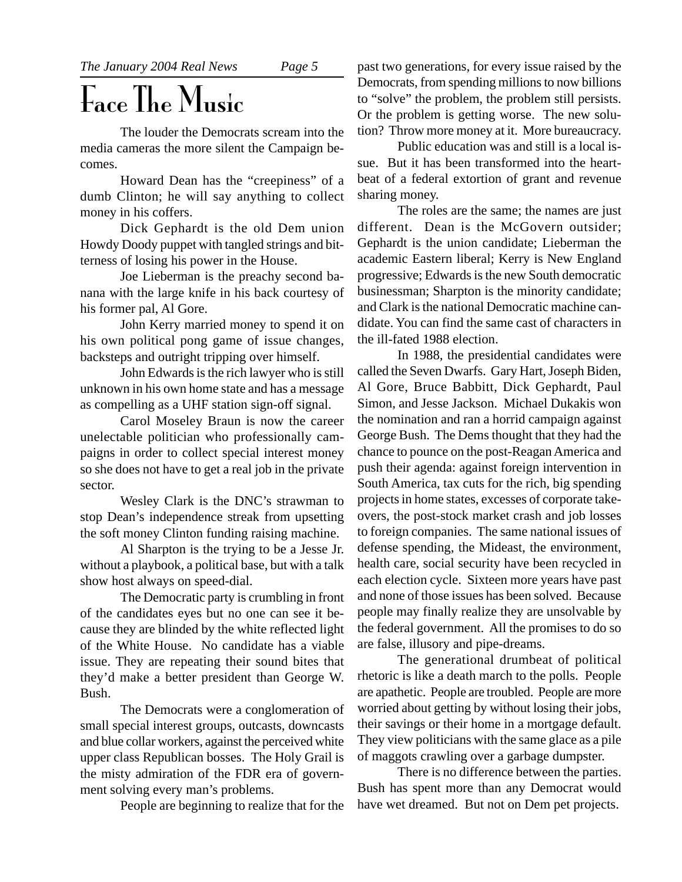# Face The Music

The louder the Democrats scream into the media cameras the more silent the Campaign becomes.

Howard Dean has the "creepiness" of a dumb Clinton; he will say anything to collect money in his coffers.

Dick Gephardt is the old Dem union Howdy Doody puppet with tangled strings and bitterness of losing his power in the House.

Joe Lieberman is the preachy second banana with the large knife in his back courtesy of his former pal, Al Gore.

John Kerry married money to spend it on his own political pong game of issue changes, backsteps and outright tripping over himself.

John Edwards is the rich lawyer who is still unknown in his own home state and has a message as compelling as a UHF station sign-off signal.

Carol Moseley Braun is now the career unelectable politician who professionally campaigns in order to collect special interest money so she does not have to get a real job in the private sector.

Wesley Clark is the DNC's strawman to stop Dean's independence streak from upsetting the soft money Clinton funding raising machine.

Al Sharpton is the trying to be a Jesse Jr. without a playbook, a political base, but with a talk show host always on speed-dial.

The Democratic party is crumbling in front of the candidates eyes but no one can see it because they are blinded by the white reflected light of the White House. No candidate has a viable issue. They are repeating their sound bites that they'd make a better president than George W. Bush.

The Democrats were a conglomeration of small special interest groups, outcasts, downcasts and blue collar workers, against the perceived white upper class Republican bosses. The Holy Grail is the misty admiration of the FDR era of government solving every man's problems.

People are beginning to realize that for the past two generations, for every issue raised by the Democrats, from spending millions to now billions to "solve" the problem, the problem still persists. Or the problem is getting worse. The new solution? Throw more money at it. More bureaucracy.

Public education was and still is a local issue. But it has been transformed into the heartbeat of a federal extortion of grant and revenue sharing money.

The roles are the same; the names are just different. Dean is the McGovern outsider; Gephardt is the union candidate; Lieberman the academic Eastern liberal; Kerry is New England progressive; Edwards is the new South democratic businessman; Sharpton is the minority candidate; and Clark is the national Democratic machine candidate. You can find the same cast of characters in the ill-fated 1988 election.

In 1988, the presidential candidates were called the Seven Dwarfs. Gary Hart, Joseph Biden, Al Gore, Bruce Babbitt, Dick Gephardt, Paul Simon, and Jesse Jackson. Michael Dukakis won the nomination and ran a horrid campaign against George Bush. The Dems thought that they had the chance to pounce on the post-Reagan America and push their agenda: against foreign intervention in South America, tax cuts for the rich, big spending projects in home states, excesses of corporate takeovers, the post-stock market crash and job losses to foreign companies. The same national issues of defense spending, the Mideast, the environment, health care, social security have been recycled in each election cycle. Sixteen more years have past and none of those issues has been solved. Because people may finally realize they are unsolvable by the federal government. All the promises to do so are false, illusory and pipe-dreams.

The generational drumbeat of political rhetoric is like a death march to the polls. People are apathetic. People are troubled. People are more worried about getting by without losing their jobs, their savings or their home in a mortgage default. They view politicians with the same glace as a pile of maggots crawling over a garbage dumpster.

There is no difference between the parties. Bush has spent more than any Democrat would have wet dreamed. But not on Dem pet projects.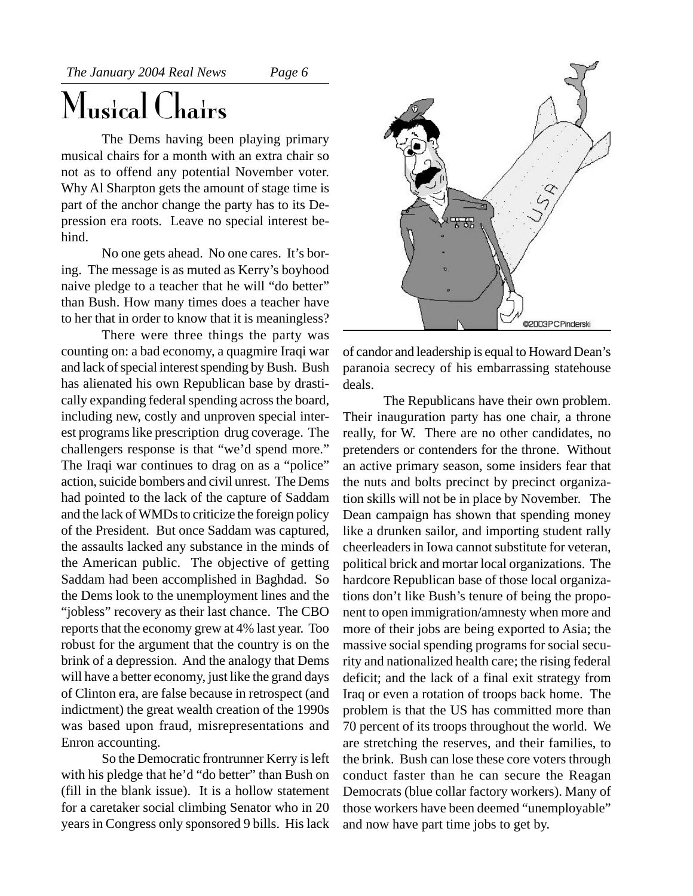# Musical Chairs

The Dems having been playing primary musical chairs for a month with an extra chair so not as to offend any potential November voter. Why Al Sharpton gets the amount of stage time is part of the anchor change the party has to its Depression era roots. Leave no special interest behind.

No one gets ahead. No one cares. It's boring. The message is as muted as Kerry's boyhood naive pledge to a teacher that he will "do better" than Bush. How many times does a teacher have to her that in order to know that it is meaningless?

There were three things the party was counting on: a bad economy, a quagmire Iraqi war and lack of special interest spending by Bush. Bush has alienated his own Republican base by drastically expanding federal spending across the board, including new, costly and unproven special interest programs like prescription drug coverage. The challengers response is that "we'd spend more." The Iraqi war continues to drag on as a "police" action, suicide bombers and civil unrest. The Dems had pointed to the lack of the capture of Saddam and the lack of WMDs to criticize the foreign policy of the President. But once Saddam was captured, the assaults lacked any substance in the minds of the American public. The objective of getting Saddam had been accomplished in Baghdad. So the Dems look to the unemployment lines and the "jobless" recovery as their last chance. The CBO reports that the economy grew at 4% last year. Too robust for the argument that the country is on the brink of a depression. And the analogy that Dems will have a better economy, just like the grand days of Clinton era, are false because in retrospect (and indictment) the great wealth creation of the 1990s was based upon fraud, misrepresentations and Enron accounting.

So the Democratic frontrunner Kerry is left with his pledge that he'd "do better" than Bush on (fill in the blank issue). It is a hollow statement for a caretaker social climbing Senator who in 20 years in Congress only sponsored 9 bills. His lack of candor and leadership is equal to Howard Dean's paranoia secrecy of his embarrassing statehouse deals.

The Republicans have their own problem. Their inauguration party has one chair, a throne really, for W. There are no other candidates, no pretenders or contenders for the throne. Without an active primary season, some insiders fear that the nuts and bolts precinct by precinct organization skills will not be in place by November. The Dean campaign has shown that spending money like a drunken sailor, and importing student rally cheerleaders in Iowa cannot substitute for veteran, political brick and mortar local organizations. The hardcore Republican base of those local organizations don't like Bush's tenure of being the proponent to open immigration/amnesty when more and more of their jobs are being exported to Asia; the massive social spending programs for social security and nationalized health care; the rising federal deficit; and the lack of a final exit strategy from Iraq or even a rotation of troops back home. The problem is that the US has committed more than 70 percent of its troops throughout the world. We are stretching the reserves, and their families, to the brink. Bush can lose these core voters through conduct faster than he can secure the Reagan Democrats (blue collar factory workers). Many of those workers have been deemed "unemployable" and now have part time jobs to get by.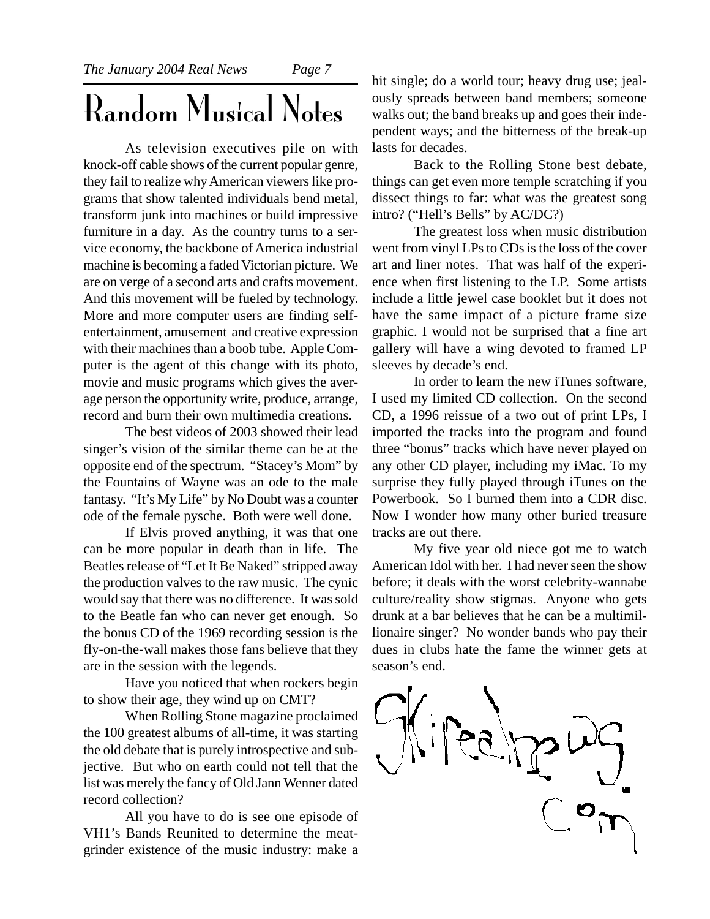# Random Musical Notes

As television executives pile on with knock-off cable shows of the current popular genre, they fail to realize why American viewers like programs that show talented individuals bend metal, transform junk into machines or build impressive furniture in a day. As the country turns to a service economy, the backbone of America industrial machine is becoming a faded Victorian picture. We are on verge of a second arts and crafts movement. And this movement will be fueled by technology. More and more computer users are finding self-entertainment, amusement and creative expression with their machines than a boob tube. Apple Computer is the agent of this change with its photo, movie and music programs which gives the average person the opportunity write, produce, arrange, record and burn their own multimedia creations.

The best videos of 2003 showed their lead singer's vision of the similar theme can be at the opposite end of the spectrum. "Stacey's Mom" by the Fountains of Wayne was an ode to the male fantasy. "It's My Life" by No Doubt was a counter ode of the female pysche. Both were well done.

If Elvis proved anything, it was that one can be more popular in death than in life. The Beatles release of "Let It Be Naked" stripped away the production valves to the raw music. The cynic would say that there was no difference. It was sold to the Beatle fan who can never get enough. So the bonus CD of the 1969 recording session is the fly-on-the-wall makes those fans believe that they are in the session with the legends.

Have you noticed that when rockers begin to show their age, they wind up on CMT?

When Rolling Stone magazine proclaimed the 100 greatest albums of all-time, it was starting the old debate that is purely introspective and subjective. But who on earth could not tell that the list was merely the fancy of Old Jann Wenner dated record collection?

All you have to do is see one episode of VH1's Bands Reunited to determine the meat-grinder existence of the music industry: make a hit single; do a world tour; heavy drug use; jealously spreads between band members; someone walks out; the band breaks up and goes their independent ways; and the bitterness of the break-up lasts for decades.

Back to the Rolling Stone best debate, things can get even more temple scratching if you dissect things to far: what was the greatest song intro? ("Hell's Bells" by AC/DC?)

The greatest loss when music distribution went from vinyl LPs to CDs is the loss of the cover art and liner notes. That was half of the experience when first listening to the LP. Some artists include a little jewel case booklet but it does not have the same impact of a picture frame size graphic. I would not be surprised that a fine art gallery will have a wing devoted to framed LP sleeves by decade's end.

In order to learn the new iTunes software, I used my limited CD collection. On the second CD, a 1996 reissue of a two out of print LPs, I imported the tracks into the program and found three "bonus" tracks which have never played on any other CD player, including my iMac. To my surprise they fully played through iTunes on the Powerbook. So I burned them into a CDR disc. Now I wonder how many other buried treasure tracks are out there.

My five year old niece got me to watch American Idol with her. I had never seen the show before; it deals with the worst celebrity-wannabe culture/reality show stigmas. Anyone who gets drunk at a bar believes that he can be a multimillionaire singer? No wonder bands who pay their dues in clubs hate the fame the winner gets at season's end.

Skirealnews.com